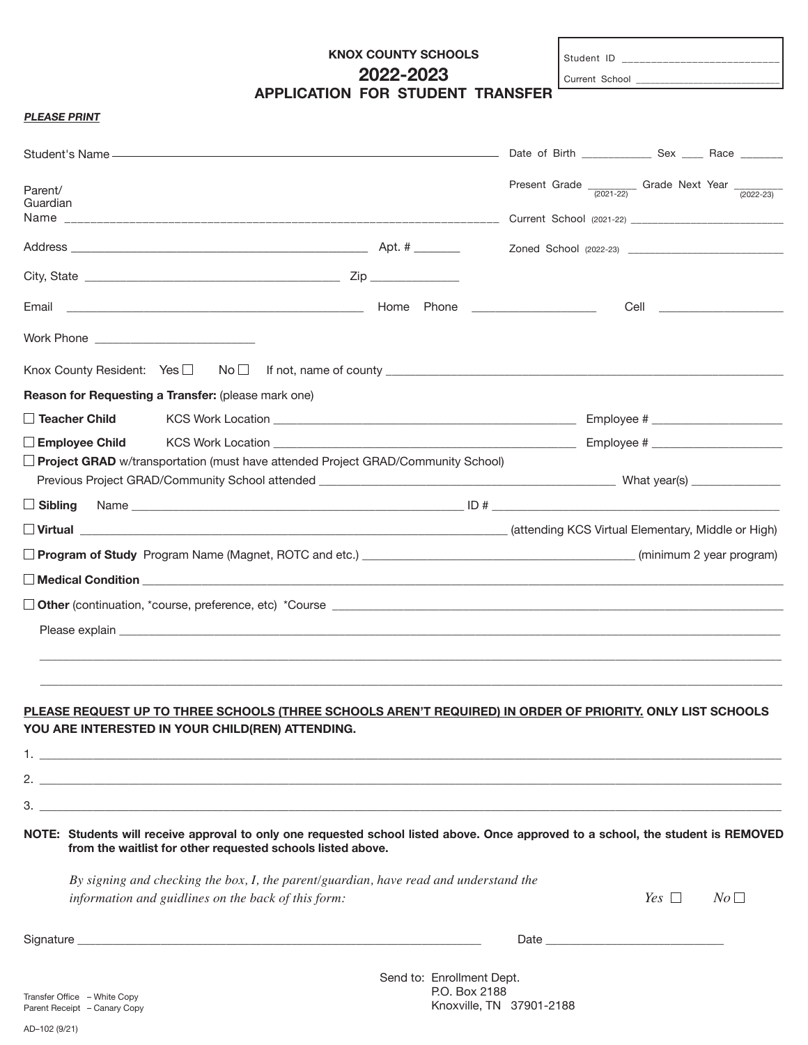Student ID ____________________________

Current School ____________________________

**KNOX COUNTY SCHOOLS**

# 2022-2023

## APPLICATION FOR STUDENT TRANSFER

***PLEASE PRINT***

Student's Name ______________________________________________ Date of Birth ____________ Sex ____ Race _______

Parent/ Guardian Name ______________________________________________ Present Grade ________ (2021-22) Grade Next Year ________ (2022-23)

Current School (2021-22) ____________________________

Address ______________________________________________ Apt. # _______ Zoned School (2022-23) ____________________________

City, State ______________________________________ Zip ______________

Email ______________________________________________ Home Phone ____________________ Cell ____________________

Work Phone _________________________

Knox County Resident: Yes ☐ No ☐ If not, name of county ______________________________________________

**Reason for Requesting a Transfer:** (please mark one)

☐ **Teacher Child** KCS Work Location ______________________________________________ Employee # ____________________

☐ **Employee Child** KCS Work Location ______________________________________________ Employee # ____________________

☐ **Project GRAD** w/transportation (must have attended Project GRAD/Community School)

Previous Project GRAD/Community School attended ______________________________________________ What year(s) ______________

☐ **Sibling** Name ______________________________________________ ID # ______________________________________________

☐ **Virtual** ______________________________________________ (attending KCS Virtual Elementary, Middle or High)

☐ **Program of Study** Program Name (Magnet, ROTC and etc.) ______________________________________________ (minimum 2 year program)

☐ **Medical Condition** ______________________________________________

☐ **Other** (continuation, *course, preference, etc) *Course ______________________________________________

Please explain ______________________________________________

______________________________________________

______________________________________________

**<u>PLEASE REQUEST UP TO THREE SCHOOLS (THREE SCHOOLS AREN'T REQUIRED) IN ORDER OF PRIORITY.</u> ONLY LIST SCHOOLS YOU ARE INTERESTED IN YOUR CHILD(REN) ATTENDING.**

1. ______________________________________________
2. ______________________________________________
3. ______________________________________________

**NOTE: Students will receive approval to only one requested school listed above. Once approved to a school, the student is REMOVED from the waitlist for other requested schools listed above.**

*By signing and checking the box, I, the parent/guardian, have read and understand the information and guidlines on the back of this form:* *Yes* ☐ *No* ☐

Signature ______________________________________________ Date ____________________________

Send to: Enrollment Dept.
P.O. Box 2188
Knoxville, TN 37901-2188

Transfer Office – White Copy
Parent Receipt – Canary Copy

AD–102 (9/21)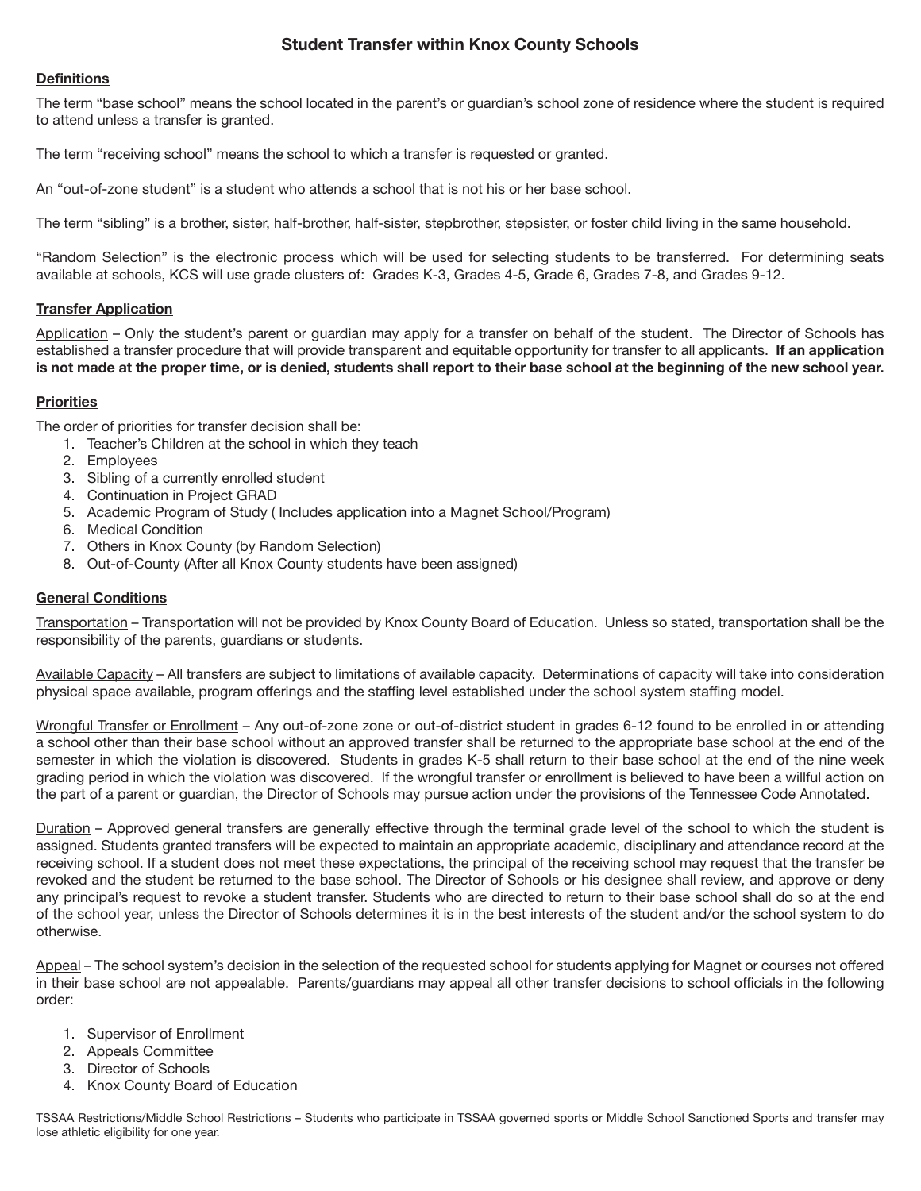# Student Transfer within Knox County Schools

## Definitions

The term "base school" means the school located in the parent's or guardian's school zone of residence where the student is required to attend unless a transfer is granted.

The term "receiving school" means the school to which a transfer is requested or granted.

An "out-of-zone student" is a student who attends a school that is not his or her base school.

The term "sibling" is a brother, sister, half-brother, half-sister, stepbrother, stepsister, or foster child living in the same household.

"Random Selection" is the electronic process which will be used for selecting students to be transferred. For determining seats available at schools, KCS will use grade clusters of: Grades K-3, Grades 4-5, Grade 6, Grades 7-8, and Grades 9-12.

## Transfer Application

Application – Only the student's parent or guardian may apply for a transfer on behalf of the student. The Director of Schools has established a transfer procedure that will provide transparent and equitable opportunity for transfer to all applicants. **If an application is not made at the proper time, or is denied, students shall report to their base school at the beginning of the new school year.**

## Priorities

The order of priorities for transfer decision shall be:

1. Teacher's Children at the school in which they teach
2. Employees
3. Sibling of a currently enrolled student
4. Continuation in Project GRAD
5. Academic Program of Study ( Includes application into a Magnet School/Program)
6. Medical Condition
7. Others in Knox County (by Random Selection)
8. Out-of-County (After all Knox County students have been assigned)

## General Conditions

Transportation – Transportation will not be provided by Knox County Board of Education. Unless so stated, transportation shall be the responsibility of the parents, guardians or students.

Available Capacity – All transfers are subject to limitations of available capacity. Determinations of capacity will take into consideration physical space available, program offerings and the staffing level established under the school system staffing model.

Wrongful Transfer or Enrollment – Any out-of-zone zone or out-of-district student in grades 6-12 found to be enrolled in or attending a school other than their base school without an approved transfer shall be returned to the appropriate base school at the end of the semester in which the violation is discovered. Students in grades K-5 shall return to their base school at the end of the nine week grading period in which the violation was discovered. If the wrongful transfer or enrollment is believed to have been a willful action on the part of a parent or guardian, the Director of Schools may pursue action under the provisions of the Tennessee Code Annotated.

Duration – Approved general transfers are generally effective through the terminal grade level of the school to which the student is assigned. Students granted transfers will be expected to maintain an appropriate academic, disciplinary and attendance record at the receiving school. If a student does not meet these expectations, the principal of the receiving school may request that the transfer be revoked and the student be returned to the base school. The Director of Schools or his designee shall review, and approve or deny any principal's request to revoke a student transfer. Students who are directed to return to their base school shall do so at the end of the school year, unless the Director of Schools determines it is in the best interests of the student and/or the school system to do otherwise.

Appeal – The school system's decision in the selection of the requested school for students applying for Magnet or courses not offered in their base school are not appealable. Parents/guardians may appeal all other transfer decisions to school officials in the following order:

1. Supervisor of Enrollment
2. Appeals Committee
3. Director of Schools
4. Knox County Board of Education

TSSAA Restrictions/Middle School Restrictions – Students who participate in TSSAA governed sports or Middle School Sanctioned Sports and transfer may lose athletic eligibility for one year.